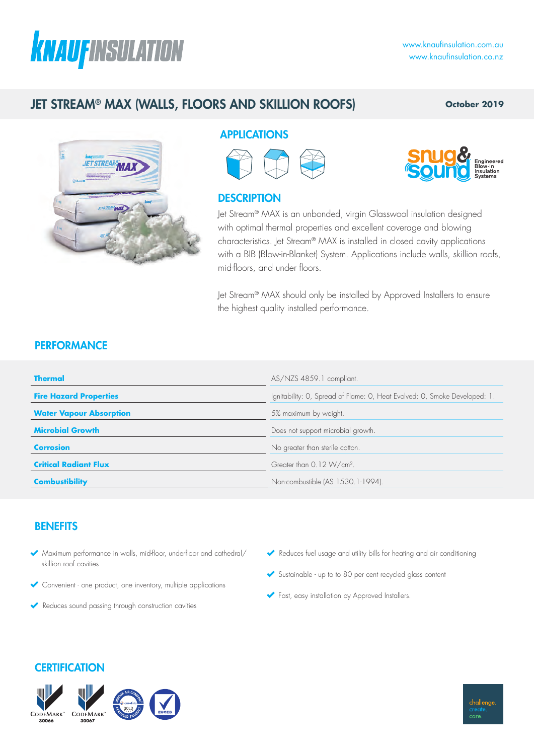www.knaufinsulation.com.au
www.knaufinsulation.co.nz

# JET STREAM® MAX (WALLS, FLOORS AND SKILLION ROOFS)

**October 2019**

## APPLICATIONS

## DESCRIPTION

Jet Stream® MAX is an unbonded, virgin Glasswool insulation designed with optimal thermal properties and excellent coverage and blowing characteristics. Jet Stream® MAX is installed in closed cavity applications with a BIB (Blow-in-Blanket) System. Applications include walls, skillion roofs, mid-floors, and under floors.

Jet Stream® MAX should only be installed by Approved Installers to ensure the highest quality installed performance.

## PERFORMANCE

| | |
|---|---|
| **Thermal** | AS/NZS 4859.1 compliant. |
| **Fire Hazard Properties** | Ignitability: 0, Spread of Flame: 0, Heat Evolved: 0, Smoke Developed: 1. |
| **Water Vapour Absorption** | 5% maximum by weight. |
| **Microbial Growth** | Does not support microbial growth. |
| **Corrosion** | No greater than sterile cotton. |
| **Critical Radiant Flux** | Greater than 0.12 W/cm². |
| **Combustibility** | Non-combustible (AS 1530.1-1994). |

## BENEFITS

- Maximum performance in walls, mid-floor, underfloor and cathedral/ skillion roof cavities
- Convenient - one product, one inventory, multiple applications
- Reduces sound passing through construction cavities
- Reduces fuel usage and utility bills for heating and air conditioning
- Sustainable - up to to 80 per cent recycled glass content
- Fast, easy installation by Approved Installers.

## CERTIFICATION

CodeMark 30066
CodeMark 30067

challenge. create. care.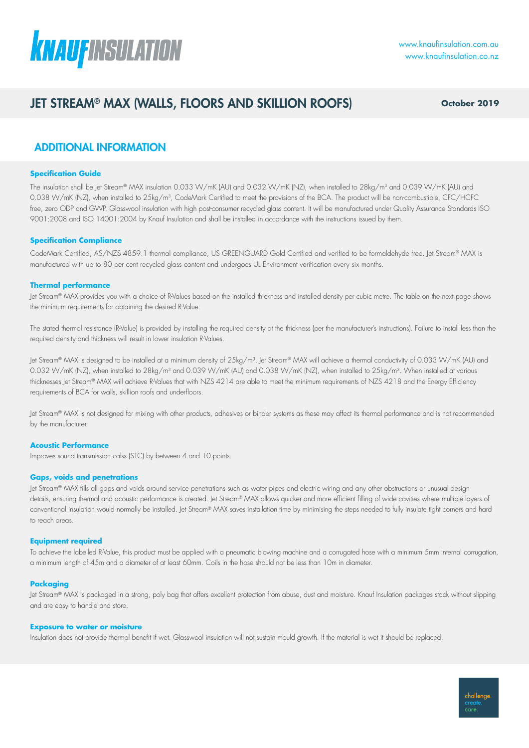# JET STREAM® MAX (WALLS, FLOORS AND SKILLION ROOFS)

**October 2019**

## ADDITIONAL INFORMATION

### Specification Guide

The insulation shall be Jet Stream® MAX insulation 0.033 W/mK (AU) and 0.032 W/mK (NZ), when installed to 28kg/m³ and 0.039 W/mK (AU) and 0.038 W/mK (NZ), when installed to 25kg/m³, CodeMark Certified to meet the provisions of the BCA. The product will be non-combustible, CFC/HCFC free, zero ODP and GWP, Glasswool insulation with high post-consumer recycled glass content. It will be manufactured under Quality Assurance Standards ISO 9001:2008 and ISO 14001:2004 by Knauf Insulation and shall be installed in accordance with the instructions issued by them.

### Specification Compliance

CodeMark Certified, AS/NZS 4859.1 thermal compliance, US GREENGUARD Gold Certified and verified to be formaldehyde free. Jet Stream® MAX is manufactured with up to 80 per cent recycled glass content and undergoes UL Environment verification every six months.

### Thermal performance

Jet Stream® MAX provides you with a choice of R-Values based on the installed thickness and installed density per cubic metre. The table on the next page shows the minimum requirements for obtaining the desired R-Value.

The stated thermal resistance (R-Value) is provided by installing the required density at the thickness (per the manufacturer's instructions). Failure to install less than the required density and thickness will result in lower insulation R-Values.

Jet Stream® MAX is designed to be installed at a minimum density of 25kg/m³. Jet Stream® MAX will achieve a thermal conductivity of 0.033 W/mK (AU) and 0.032 W/mK (NZ), when installed to 28kg/m³ and 0.039 W/mK (AU) and 0.038 W/mK (NZ), when installed to 25kg/m³. When installed at various thicknesses Jet Stream® MAX will achieve R-Values that with NZS 4214 are able to meet the minimum requirements of NZS 4218 and the Energy Efficiency requirements of BCA for walls, skillion roofs and underfloors.

Jet Stream® MAX is not designed for mixing with other products, adhesives or binder systems as these may affect its thermal performance and is not recommended by the manufacturer.

### Acoustic Performance

Improves sound transmission calss (STC) by between 4 and 10 points.

### Gaps, voids and penetrations

Jet Stream® MAX fills all gaps and voids around service penetrations such as water pipes and electric wiring and any other obstructions or unusual design details, ensuring thermal and acoustic performance is created. Jet Stream® MAX allows quicker and more efficient filling of wide cavities where multiple layers of conventional insulation would normally be installed. Jet Stream® MAX saves installation time by minimising the steps needed to fully insulate tight corners and hard to reach areas.

### Equipment required

To achieve the labelled R-Value, this product must be applied with a pneumatic blowing machine and a corrugated hose with a minimum 5mm internal corrugation, a minimum length of 45m and a diameter of at least 60mm. Coils in the hose should not be less than 10m in diameter.

### Packaging

Jet Stream® MAX is packaged in a strong, poly bag that offers excellent protection from abuse, dust and moisture. Knauf Insulation packages stack without slipping and are easy to handle and store.

### Exposure to water or moisture

Insulation does not provide thermal benefit if wet. Glasswool insulation will not sustain mould growth. If the material is wet it should be replaced.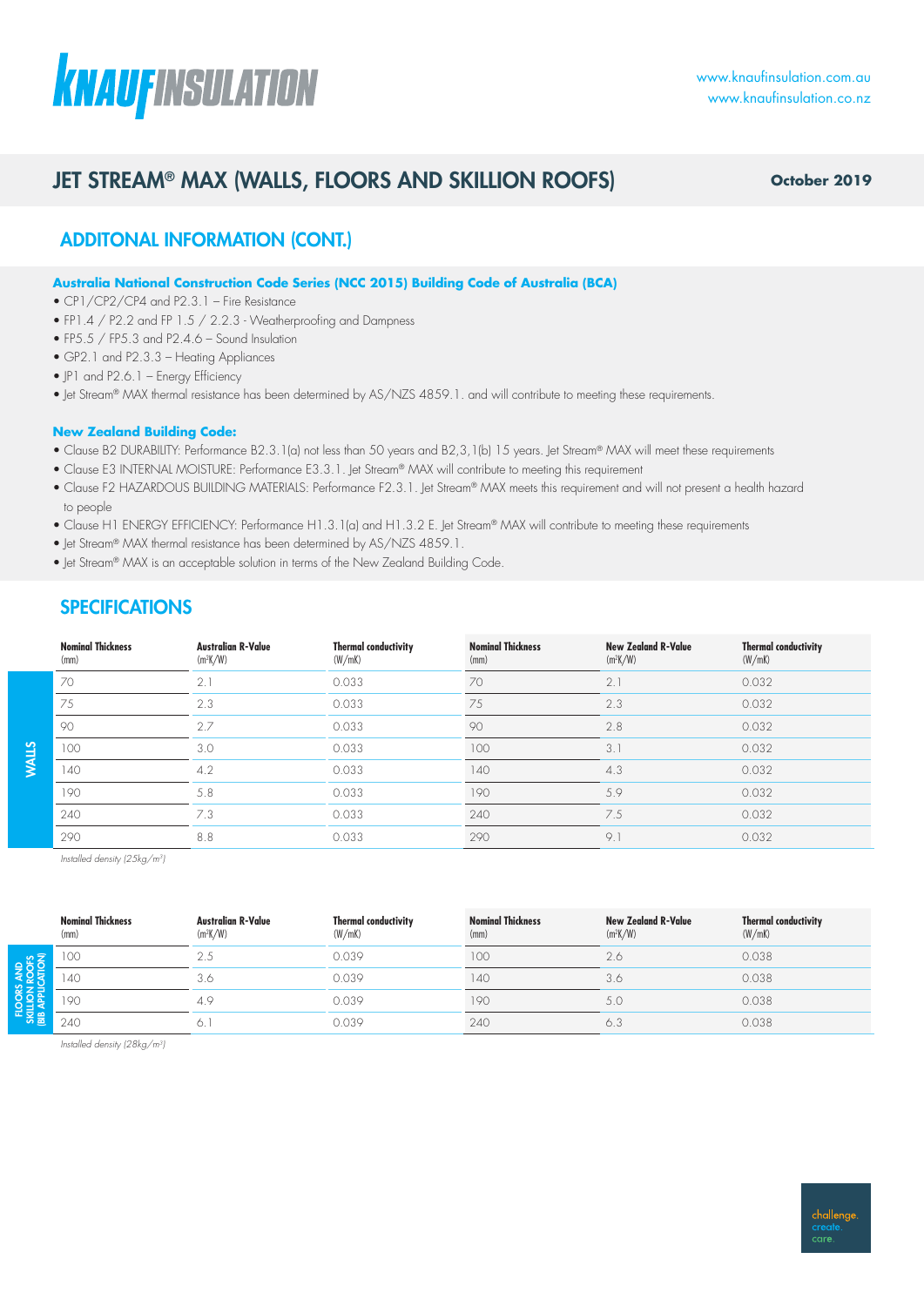# JET STREAM® MAX (WALLS, FLOORS AND SKILLION ROOFS)

**October 2019**

## ADDITONAL INFORMATION (CONT.)

**Australia National Construction Code Series (NCC 2015) Building Code of Australia (BCA)**

- CP1/CP2/CP4 and P2.3.1 – Fire Resistance
- FP1.4 / P2.2 and FP 1.5 / 2.2.3 - Weatherproofing and Dampness
- FP5.5 / FP5.3 and P2.4.6 – Sound Insulation
- GP2.1 and P2.3.3 – Heating Appliances
- JP1 and P2.6.1 – Energy Efficiency
- Jet Stream® MAX thermal resistance has been determined by AS/NZS 4859.1. and will contribute to meeting these requirements.

**New Zealand Building Code:**

- Clause B2 DURABILITY: Performance B2.3.1(a) not less than 50 years and B2,3,1(b) 15 years. Jet Stream® MAX will meet these requirements
- Clause E3 INTERNAL MOISTURE: Performance E3.3.1. Jet Stream® MAX will contribute to meeting this requirement
- Clause F2 HAZARDOUS BUILDING MATERIALS: Performance F2.3.1. Jet Stream® MAX meets this requirement and will not present a health hazard to people
- Clause H1 ENERGY EFFICIENCY: Performance H1.3.1(a) and H1.3.2 E. Jet Stream® MAX will contribute to meeting these requirements
- Jet Stream® MAX thermal resistance has been determined by AS/NZS 4859.1.
- Jet Stream® MAX is an acceptable solution in terms of the New Zealand Building Code.

## SPECIFICATIONS

**WALLS**

| Nominal Thickness (mm) | Australian R-Value ($m^2K/W$) | Thermal conductivity (W/mK) | Nominal Thickness (mm) | New Zealand R-Value ($m^2K/W$) | Thermal conductivity (W/mK) |
|---|---|---|---|---|---|
| 70 | 2.1 | 0.033 | 70 | 2.1 | 0.032 |
| 75 | 2.3 | 0.033 | 75 | 2.3 | 0.032 |
| 90 | 2.7 | 0.033 | 90 | 2.8 | 0.032 |
| 100 | 3.0 | 0.033 | 100 | 3.1 | 0.032 |
| 140 | 4.2 | 0.033 | 140 | 4.3 | 0.032 |
| 190 | 5.8 | 0.033 | 190 | 5.9 | 0.032 |
| 240 | 7.3 | 0.033 | 240 | 7.5 | 0.032 |
| 290 | 8.8 | 0.033 | 290 | 9.1 | 0.032 |

*Installed density (25kg/m³)*

**FLOORS AND SKILLION ROOFS (BB APPLICATION)**

| Nominal Thickness (mm) | Australian R-Value ($m^2K/W$) | Thermal conductivity (W/mK) | Nominal Thickness (mm) | New Zealand R-Value ($m^2K/W$) | Thermal conductivity (W/mK) |
|---|---|---|---|---|---|
| 100 | 2.5 | 0.039 | 100 | 2.6 | 0.038 |
| 140 | 3.6 | 0.039 | 140 | 3.6 | 0.038 |
| 190 | 4.9 | 0.039 | 190 | 5.0 | 0.038 |
| 240 | 6.1 | 0.039 | 240 | 6.3 | 0.038 |

*Installed density (28kg/m³)*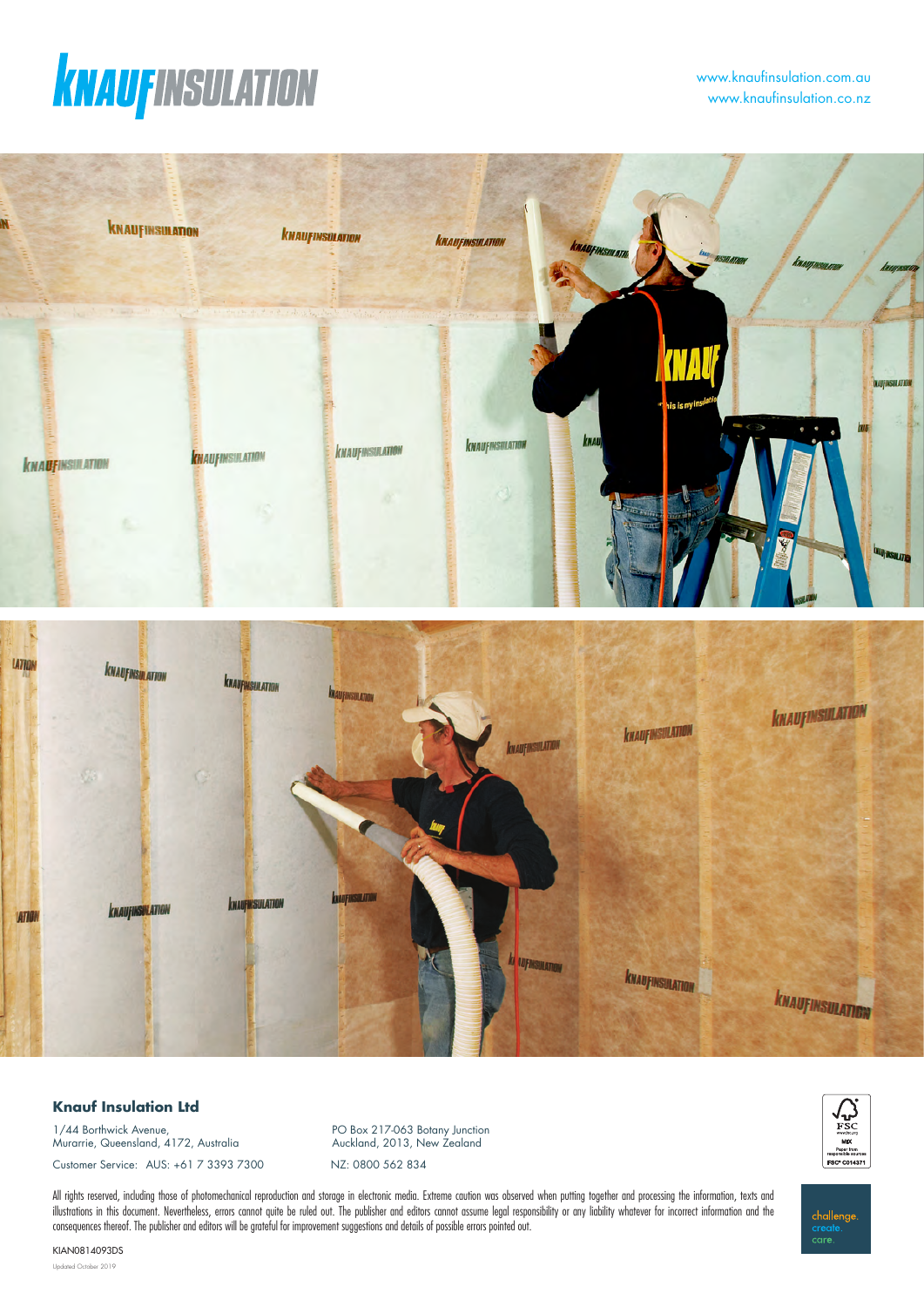www.knaufinsulation.com.au
www.knaufinsulation.co.nz

**Knauf Insulation Ltd**

1/44 Borthwick Avenue,
Murarrie, Queensland, 4172, Australia

Customer Service: AUS: +61 7 3393 7300

PO Box 217-063 Botany Junction
Auckland, 2013, New Zealand

NZ: 0800 562 834

All rights reserved, including those of photomechanical reproduction and storage in electronic media. Extreme caution was observed when putting together and processing the information, texts and illustrations in this document. Nevertheless, errors cannot quite be ruled out. The publisher and editors cannot assume legal responsibility or any liability whatever for incorrect information and the consequences thereof. The publisher and editors will be grateful for improvement suggestions and details of possible errors pointed out.

KIAN0814093DS

Updated October 2019

challenge.
create.
care.